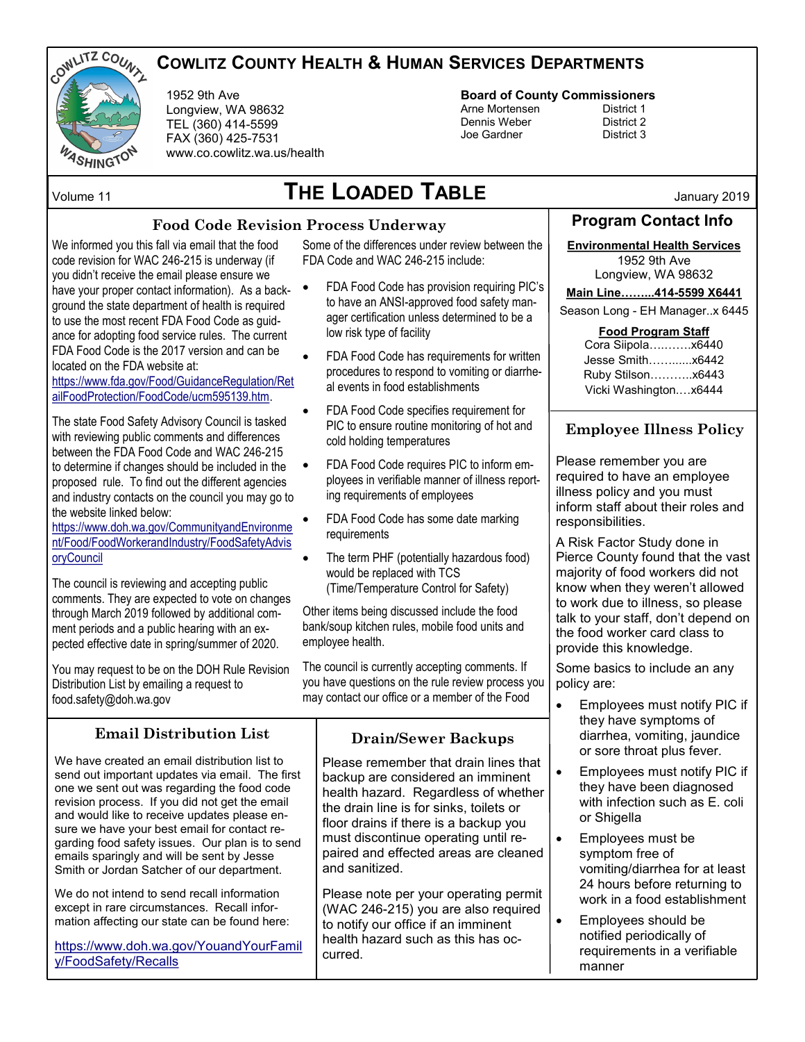# Cowlitz County Health & Human Services Departments

1952 9th Ave
Longview, WA 98632
TEL (360) 414-5599
FAX (360) 425-7531
www.co.cowlitz.wa.us/health

**Board of County Commissioners**

| | |
|---|---|
| Arne Mortensen | District 1 |
| Dennis Weber | District 2 |
| Joe Gardner | District 3 |

Volume 11

# The Loaded Table

January 2019

## Food Code Revision Process Underway

We informed you this fall via email that the food code revision for WAC 246-215 is underway (if you didn't receive the email please ensure we have your proper contact information). As a background the state department of health is required to use the most recent FDA Food Code as guidance for adopting food service rules. The current FDA Food Code is the 2017 version and can be located on the FDA website at: https://www.fda.gov/Food/GuidanceRegulation/RetailFoodProtection/FoodCode/ucm595139.htm.

The state Food Safety Advisory Council is tasked with reviewing public comments and differences between the FDA Food Code and WAC 246-215 to determine if changes should be included in the proposed rule. To find out the different agencies and industry contacts on the council you may go to the website linked below: https://www.doh.wa.gov/CommunityandEnvironment/Food/FoodWorkerandIndustry/FoodSafetyAdvisoryCouncil

The council is reviewing and accepting public comments. They are expected to vote on changes through March 2019 followed by additional comment periods and a public hearing with an expected effective date in spring/summer of 2020.

You may request to be on the DOH Rule Revision Distribution List by emailing a request to food.safety@doh.wa.gov

Some of the differences under review between the FDA Code and WAC 246-215 include:

- FDA Food Code has provision requiring PIC's to have an ANSI-approved food safety manager certification unless determined to be a low risk type of facility
- FDA Food Code has requirements for written procedures to respond to vomiting or diarrheal events in food establishments
- FDA Food Code specifies requirement for PIC to ensure routine monitoring of hot and cold holding temperatures
- FDA Food Code requires PIC to inform employees in verifiable manner of illness reporting requirements of employees
- FDA Food Code has some date marking requirements
- The term PHF (potentially hazardous food) would be replaced with TCS (Time/Temperature Control for Safety)

Other items being discussed include the food bank/soup kitchen rules, mobile food units and employee health.

The council is currently accepting comments. If you have questions on the rule review process you may contact our office or a member of the Food

## Email Distribution List

We have created an email distribution list to send out important updates via email. The first one we sent out was regarding the food code revision process. If you did not get the email and would like to receive updates please ensure we have your best email for contact regarding food safety issues. Our plan is to send emails sparingly and will be sent by Jesse Smith or Jordan Satcher of our department.

We do not intend to send recall information except in rare circumstances. Recall information affecting our state can be found here:

https://www.doh.wa.gov/YouandYourFamily/FoodSafety/Recalls

## Drain/Sewer Backups

Please remember that drain lines that backup are considered an imminent health hazard. Regardless of whether the drain line is for sinks, toilets or floor drains if there is a backup you must discontinue operating until repaired and effected areas are cleaned and sanitized.

Please note per your operating permit (WAC 246-215) you are also required to notify our office if an imminent health hazard such as this has occurred.

## Program Contact Info

**Environmental Health Services**
1952 9th Ave
Longview, WA 98632

**Main Line……...414-5599 X6441**

Season Long - EH Manager..x 6445

**Food Program Staff**
Cora Siipola…..……x6440
Jesse Smith……......x6442
Ruby Stilson………..x6443
Vicki Washington….x6444

## Employee Illness Policy

Please remember you are required to have an employee illness policy and you must inform staff about their roles and responsibilities.

A Risk Factor Study done in Pierce County found that the vast majority of food workers did not know when they weren't allowed to work due to illness, so please talk to your staff, don't depend on the food worker card class to provide this knowledge.

Some basics to include an any policy are:

- Employees must notify PIC if they have symptoms of diarrhea, vomiting, jaundice or sore throat plus fever.
- Employees must notify PIC if they have been diagnosed with infection such as E. coli or Shigella
- Employees must be symptom free of vomiting/diarrhea for at least 24 hours before returning to work in a food establishment
- Employees should be notified periodically of requirements in a verifiable manner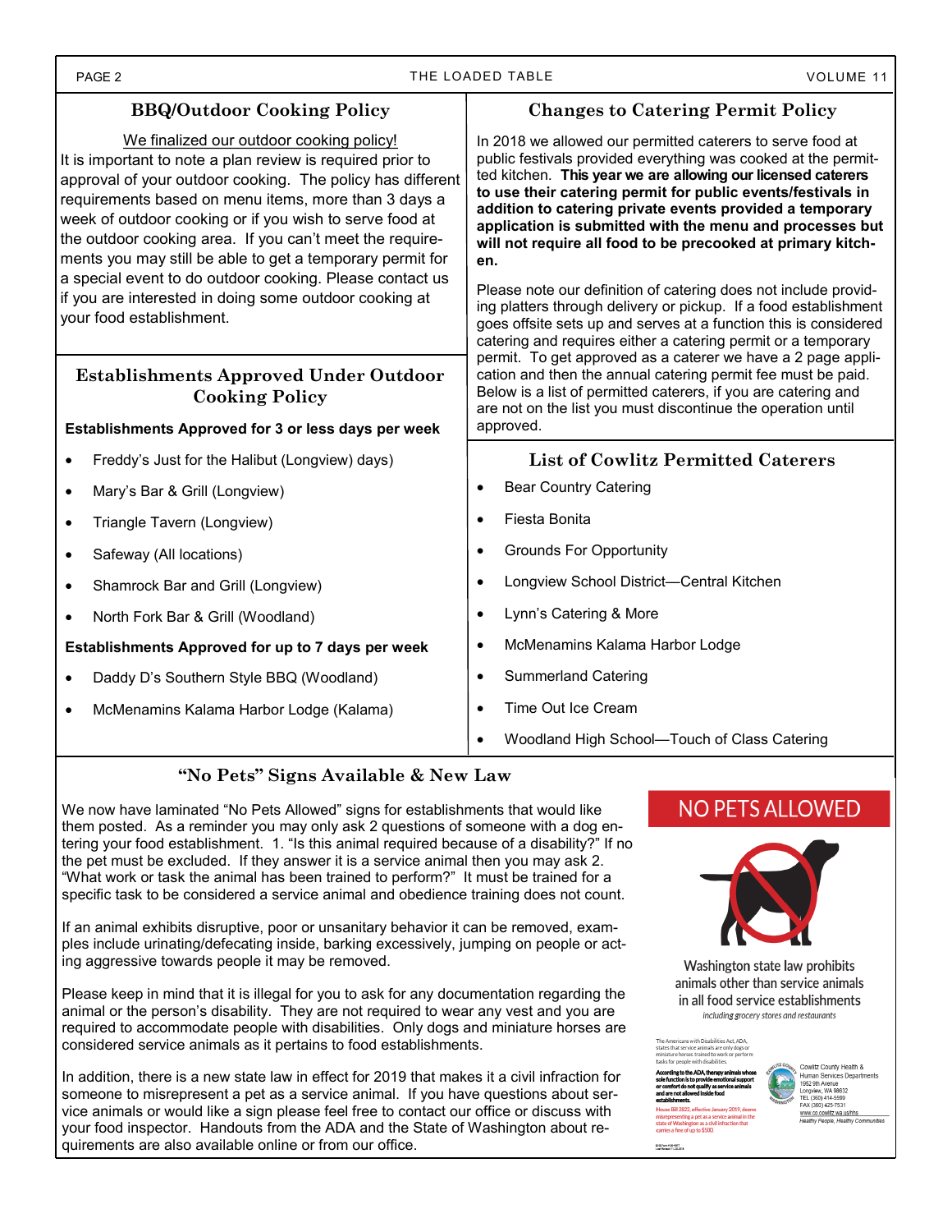## BBQ/Outdoor Cooking Policy

We finalized our outdoor cooking policy!

It is important to note a plan review is required prior to approval of your outdoor cooking. The policy has different requirements based on menu items, more than 3 days a week of outdoor cooking or if you wish to serve food at the outdoor cooking area. If you can't meet the requirements you may still be able to get a temporary permit for a special event to do outdoor cooking. Please contact us if you are interested in doing some outdoor cooking at your food establishment.

## Establishments Approved Under Outdoor Cooking Policy

**Establishments Approved for 3 or less days per week**

- Freddy's Just for the Halibut (Longview) days)
- Mary's Bar & Grill (Longview)
- Triangle Tavern (Longview)
- Safeway (All locations)
- Shamrock Bar and Grill (Longview)
- North Fork Bar & Grill (Woodland)

**Establishments Approved for up to 7 days per week**

- Daddy D's Southern Style BBQ (Woodland)
- McMenamins Kalama Harbor Lodge (Kalama)

## Changes to Catering Permit Policy

In 2018 we allowed our permitted caterers to serve food at public festivals provided everything was cooked at the permitted kitchen. **This year we are allowing our licensed caterers to use their catering permit for public events/festivals in addition to catering private events provided a temporary application is submitted with the menu and processes but will not require all food to be precooked at primary kitchen.**

Please note our definition of catering does not include providing platters through delivery or pickup. If a food establishment goes offsite sets up and serves at a function this is considered catering and requires either a catering permit or a temporary permit. To get approved as a caterer we have a 2 page application and then the annual catering permit fee must be paid. Below is a list of permitted caterers, if you are catering and are not on the list you must discontinue the operation until approved.

## List of Cowlitz Permitted Caterers

- Bear Country Catering
- Fiesta Bonita
- Grounds For Opportunity
- Longview School District—Central Kitchen
- Lynn's Catering & More
- McMenamins Kalama Harbor Lodge
- Summerland Catering
- Time Out Ice Cream
- Woodland High School—Touch of Class Catering

## "No Pets" Signs Available & New Law

We now have laminated "No Pets Allowed" signs for establishments that would like them posted. As a reminder you may only ask 2 questions of someone with a dog entering your food establishment. 1. "Is this animal required because of a disability?" If no the pet must be excluded. If they answer it is a service animal then you may ask 2. "What work or task the animal has been trained to perform?" It must be trained for a specific task to be considered a service animal and obedience training does not count.

If an animal exhibits disruptive, poor or unsanitary behavior it can be removed, examples include urinating/defecating inside, barking excessively, jumping on people or acting aggressive towards people it may be removed.

Please keep in mind that it is illegal for you to ask for any documentation regarding the animal or the person's disability. They are not required to wear any vest and you are required to accommodate people with disabilities. Only dogs and miniature horses are considered service animals as it pertains to food establishments.

In addition, there is a new state law in effect for 2019 that makes it a civil infraction for someone to misrepresent a pet as a service animal. If you have questions about service animals or would like a sign please feel free to contact our office or discuss with your food inspector. Handouts from the ADA and the State of Washington about requirements are also available online or from our office.

NO PETS ALLOWED

Washington state law prohibits animals other than service animals in all food service establishments

*including grocery stores and restaurants*

The Americans with Disabilities Act, ADA, states that service animals are only dogs or miniature horses trained to work or perform tasks for people with disabilities.

**According to the ADA, therapy animals whose sole function is to provide emotional support or comfort do not qualify as service animals and are not allowed inside food establishments.**

House Bill 2822, effective January 2019, deems misrepresenting a pet as a service animal in the state of Washington as a civil infraction that carries a fine of up to $500.

Cowlitz County Health & Human Services Departments
1952 9th Avenue
Longview, WA 98632
TEL (360) 414-5599
FAX (360) 425-7531
www.co.cowlitz.wa.us/hhs
*Healthy People, Healthy Communities*